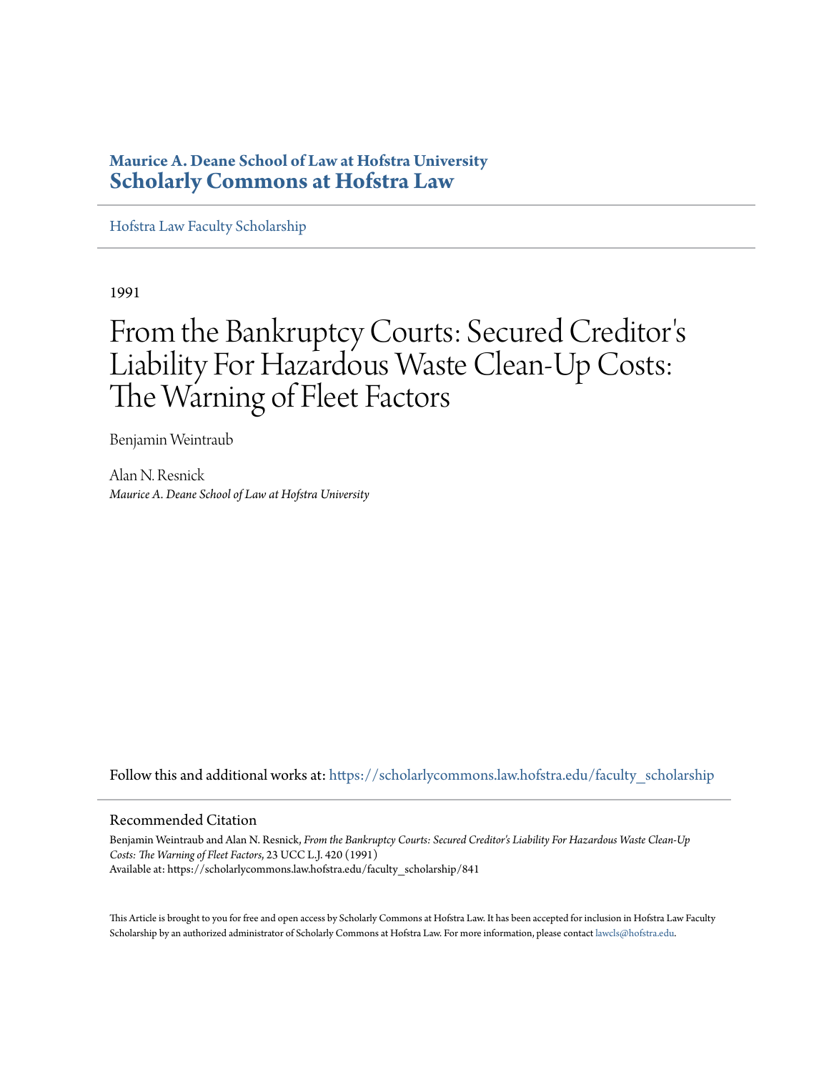**Maurice A. Deane School of Law at Hofstra University**
**Scholarly Commons at Hofstra Law**

Hofstra Law Faculty Scholarship

1991

# From the Bankruptcy Courts: Secured Creditor's Liability For Hazardous Waste Clean-Up Costs: The Warning of Fleet Factors

Benjamin Weintraub

Alan N. Resnick
*Maurice A. Deane School of Law at Hofstra University*

Follow this and additional works at: https://scholarlycommons.law.hofstra.edu/faculty_scholarship

## Recommended Citation

Benjamin Weintraub and Alan N. Resnick, *From the Bankruptcy Courts: Secured Creditor's Liability For Hazardous Waste Clean-Up Costs: The Warning of Fleet Factors*, 23 UCC L.J. 420 (1991)
Available at: https://scholarlycommons.law.hofstra.edu/faculty_scholarship/841

This Article is brought to you for free and open access by Scholarly Commons at Hofstra Law. It has been accepted for inclusion in Hofstra Law Faculty Scholarship by an authorized administrator of Scholarly Commons at Hofstra Law. For more information, please contact lawcls@hofstra.edu.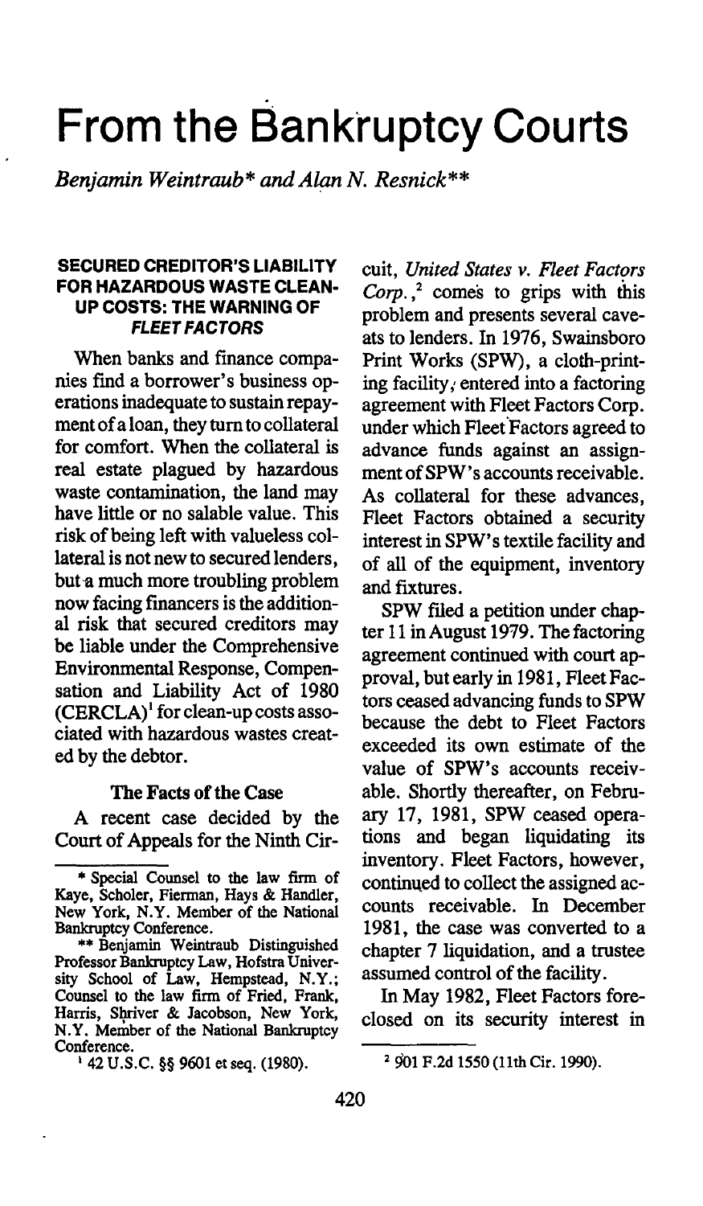# From the Bankruptcy Courts

*Benjamin Weintraub\* and Alan N. Resnick\*\**

### SECURED CREDITOR'S LIABILITY FOR HAZARDOUS WASTE CLEAN-UP COSTS: THE WARNING OF *FLEET FACTORS*

When banks and finance companies find a borrower's business operations inadequate to sustain repayment of a loan, they turn to collateral for comfort. When the collateral is real estate plagued by hazardous waste contamination, the land may have little or no salable value. This risk of being left with valueless collateral is not new to secured lenders, but a much more troubling problem now facing financers is the additional risk that secured creditors may be liable under the Comprehensive Environmental Response, Compensation and Liability Act of 1980 (CERCLA)[1] for clean-up costs associated with hazardous wastes created by the debtor.

#### The Facts of the Case

A recent case decided by the Court of Appeals for the Ninth Circuit, *United States v. Fleet Factors Corp.*,[2] comes to grips with this problem and presents several caveats to lenders. In 1976, Swainsboro Print Works (SPW), a cloth-printing facility, entered into a factoring agreement with Fleet Factors Corp. under which Fleet Factors agreed to advance funds against an assignment of SPW's accounts receivable. As collateral for these advances, Fleet Factors obtained a security interest in SPW's textile facility and of all of the equipment, inventory and fixtures.

SPW filed a petition under chapter 11 in August 1979. The factoring agreement continued with court approval, but early in 1981, Fleet Factors ceased advancing funds to SPW because the debt to Fleet Factors exceeded its own estimate of the value of SPW's accounts receivable. Shortly thereafter, on February 17, 1981, SPW ceased operations and began liquidating its inventory. Fleet Factors, however, continued to collect the assigned accounts receivable. In December 1981, the case was converted to a chapter 7 liquidation, and a trustee assumed control of the facility.

In May 1982, Fleet Factors foreclosed on its security interest in

---

\* Special Counsel to the law firm of Kaye, Scholer, Fierman, Hays & Handler, New York, N.Y. Member of the National Bankruptcy Conference.

\*\* Benjamin Weintraub Distinguished Professor Bankruptcy Law, Hofstra University School of Law, Hempstead, N.Y.; Counsel to the law firm of Fried, Frank, Harris, Shriver & Jacobson, New York, N.Y. Member of the National Bankruptcy Conference.

[1] 42 U.S.C. §§ 9601 et seq. (1980).

[2] 901 F.2d 1550 (11th Cir. 1990).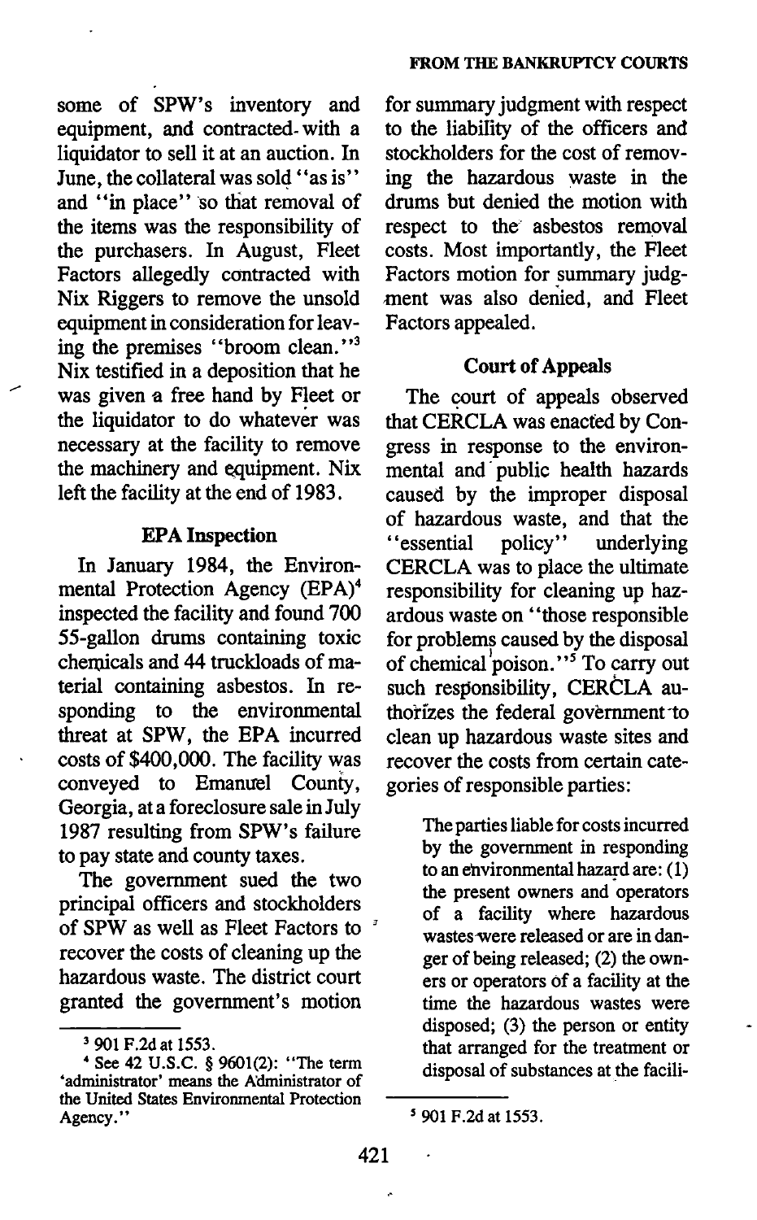some of SPW's inventory and equipment, and contracted with a liquidator to sell it at an auction. In June, the collateral was sold "as is" and "in place" so that removal of the items was the responsibility of the purchasers. In August, Fleet Factors allegedly contracted with Nix Riggers to remove the unsold equipment in consideration for leaving the premises "broom clean."[3] Nix testified in a deposition that he was given a free hand by Fleet or the liquidator to do whatever was necessary at the facility to remove the machinery and equipment. Nix left the facility at the end of 1983.

### EPA Inspection

In January 1984, the Environmental Protection Agency (EPA)[4] inspected the facility and found 700 55-gallon drums containing toxic chemicals and 44 truckloads of material containing asbestos. In responding to the environmental threat at SPW, the EPA incurred costs of $400,000. The facility was conveyed to Emanuel County, Georgia, at a foreclosure sale in July 1987 resulting from SPW's failure to pay state and county taxes.

The government sued the two principal officers and stockholders of SPW as well as Fleet Factors to recover the costs of cleaning up the hazardous waste. The district court granted the government's motion for summary judgment with respect to the liability of the officers and stockholders for the cost of removing the hazardous waste in the drums but denied the motion with respect to the asbestos removal costs. Most importantly, the Fleet Factors motion for summary judgment was also denied, and Fleet Factors appealed.

### Court of Appeals

The court of appeals observed that CERCLA was enacted by Congress in response to the environmental and public health hazards caused by the improper disposal of hazardous waste, and that the "essential policy" underlying CERCLA was to place the ultimate responsibility for cleaning up hazardous waste on "those responsible for problems caused by the disposal of chemical poison."[5] To carry out such responsibility, CERCLA authorizes the federal government to clean up hazardous waste sites and recover the costs from certain categories of responsible parties:

> The parties liable for costs incurred by the government in responding to an environmental hazard are: (1) the present owners and operators of a facility where hazardous wastes were released or are in danger of being released; (2) the owners or operators of a facility at the time the hazardous wastes were disposed; (3) the person or entity that arranged for the treatment or disposal of substances at the facili-

---

[3] 901 F.2d at 1553.

[4] See 42 U.S.C. § 9601(2): "The term 'administrator' means the Administrator of the United States Environmental Protection Agency."

[5] 901 F.2d at 1553.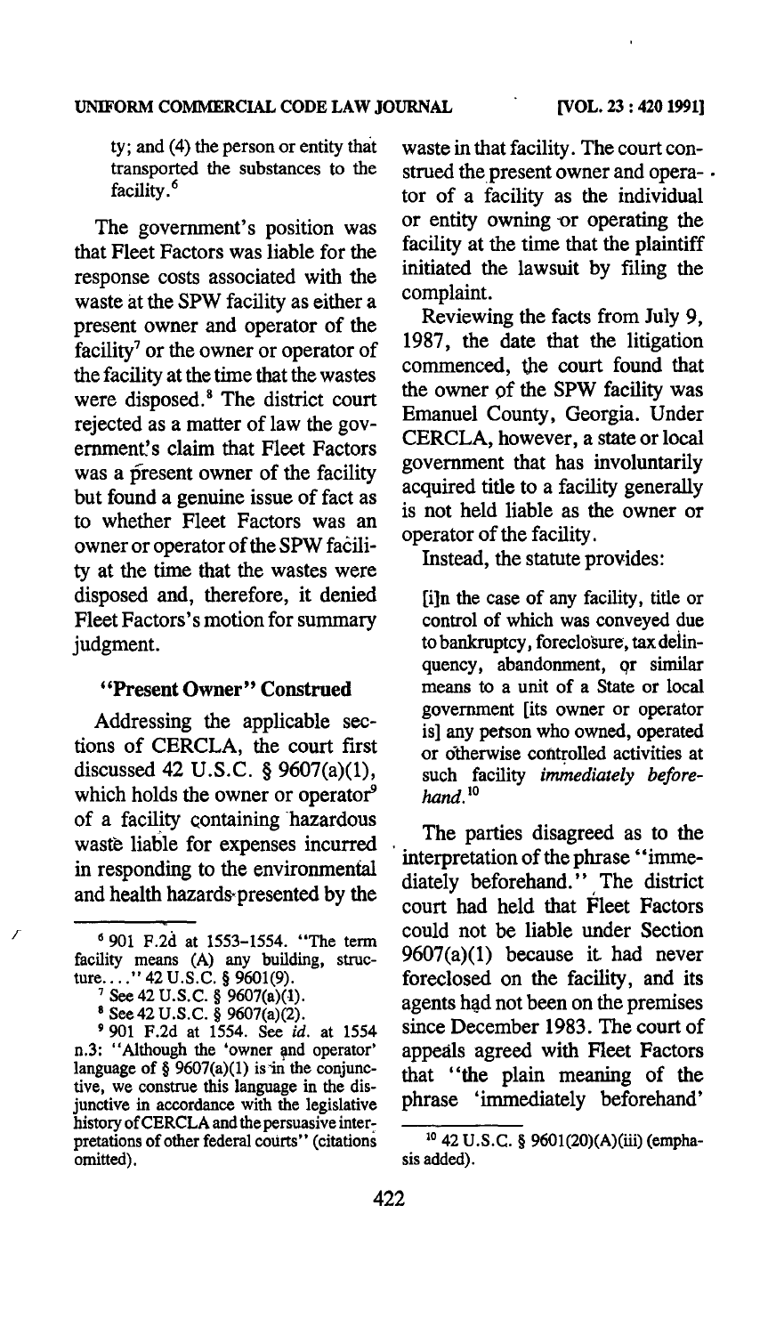ty; and (4) the person or entity that transported the substances to the facility.[6]

The government's position was that Fleet Factors was liable for the response costs associated with the waste at the SPW facility as either a present owner and operator of the facility[7] or the owner or operator of the facility at the time that the wastes were disposed.[8] The district court rejected as a matter of law the government's claim that Fleet Factors was a present owner of the facility but found a genuine issue of fact as to whether Fleet Factors was an owner or operator of the SPW facility at the time that the wastes were disposed and, therefore, it denied Fleet Factors's motion for summary judgment.

### "Present Owner" Construed

Addressing the applicable sections of CERCLA, the court first discussed 42 U.S.C. § 9607(a)(1), which holds the owner or operator[9] of a facility containing hazardous waste liable for expenses incurred in responding to the environmental and health hazards presented by the waste in that facility. The court construed the present owner and operator of a facility as the individual or entity owning or operating the facility at the time that the plaintiff initiated the lawsuit by filing the complaint.

Reviewing the facts from July 9, 1987, the date that the litigation commenced, the court found that the owner of the SPW facility was Emanuel County, Georgia. Under CERCLA, however, a state or local government that has involuntarily acquired title to a facility generally is not held liable as the owner or operator of the facility.

Instead, the statute provides:

> [i]n the case of any facility, title or control of which was conveyed due to bankruptcy, foreclosure, tax delinquency, abandonment, or similar means to a unit of a State or local government [its owner or operator is] any person who owned, operated or otherwise controlled activities at such facility *immediately beforehand*.[10]

The parties disagreed as to the interpretation of the phrase "immediately beforehand." The district court had held that Fleet Factors could not be liable under Section 9607(a)(1) because it had never foreclosed on the facility, and its agents had not been on the premises since December 1983. The court of appeals agreed with Fleet Factors that "the plain meaning of the phrase 'immediately beforehand'

---

[6] 901 F.2d at 1553–1554. "The term facility means (A) any building, structure...." 42 U.S.C. § 9601(9).

[7] See 42 U.S.C. § 9607(a)(1).

[8] See 42 U.S.C. § 9607(a)(2).

[9] 901 F.2d at 1554. See *id.* at 1554 n.3: "Although the 'owner and operator' language of § 9607(a)(1) is in the conjunctive, we construe this language in the disjunctive in accordance with the legislative history of CERCLA and the persuasive interpretations of other federal courts" (citations omitted).

[10] 42 U.S.C. § 9601(20)(A)(iii) (emphasis added).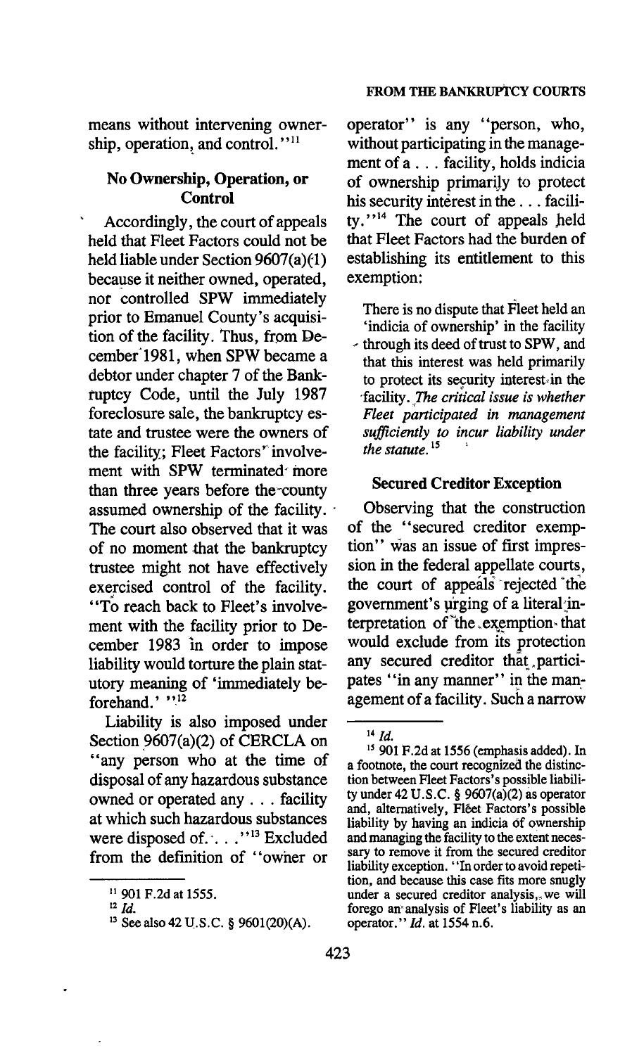means without intervening ownership, operation, and control."[11]

### No Ownership, Operation, or Control

Accordingly, the court of appeals held that Fleet Factors could not be held liable under Section 9607(a)(1) because it neither owned, operated, nor controlled SPW immediately prior to Emanuel County's acquisition of the facility. Thus, from December 1981, when SPW became a debtor under chapter 7 of the Bankruptcy Code, until the July 1987 foreclosure sale, the bankruptcy estate and trustee were the owners of the facility; Fleet Factors' involvement with SPW terminated more than three years before the county assumed ownership of the facility. The court also observed that it was of no moment that the bankruptcy trustee might not have effectively exercised control of the facility. "To reach back to Fleet's involvement with the facility prior to December 1983 in order to impose liability would torture the plain statutory meaning of 'immediately beforehand.' "[12]

Liability is also imposed under Section 9607(a)(2) of CERCLA on "any person who at the time of disposal of any hazardous substance owned or operated any . . . facility at which such hazardous substances were disposed of. . . ."[13] Excluded from the definition of "owner or operator" is any "person, who, without participating in the management of a . . . facility, holds indicia of ownership primarily to protect his security interest in the . . . facility."[14] The court of appeals held that Fleet Factors had the burden of establishing its entitlement to this exemption:

> There is no dispute that Fleet held an 'indicia of ownership' in the facility through its deed of trust to SPW, and that this interest was held primarily to protect its security interest in the facility. *The critical issue is whether Fleet participated in management sufficiently to incur liability under the statute.*[15]

### Secured Creditor Exception

Observing that the construction of the "secured creditor exemption" was an issue of first impression in the federal appellate courts, the court of appeals rejected the government's urging of a literal interpretation of the exemption that would exclude from its protection any secured creditor that participates "in any manner" in the management of a facility. Such a narrow

---

[11] 901 F.2d at 1555.

[12] *Id.*

[13] See also 42 U.S.C. § 9601(20)(A).

[14] *Id.*

[15] 901 F.2d at 1556 (emphasis added). In a footnote, the court recognized the distinction between Fleet Factors's possible liability under 42 U.S.C. § 9607(a)(2) as operator and, alternatively, Fleet Factors's possible liability by having an indicia of ownership and managing the facility to the extent necessary to remove it from the secured creditor liability exception. "In order to avoid repetition, and because this case fits more snugly under a secured creditor analysis, we will forego an analysis of Fleet's liability as an operator." *Id.* at 1554 n.6.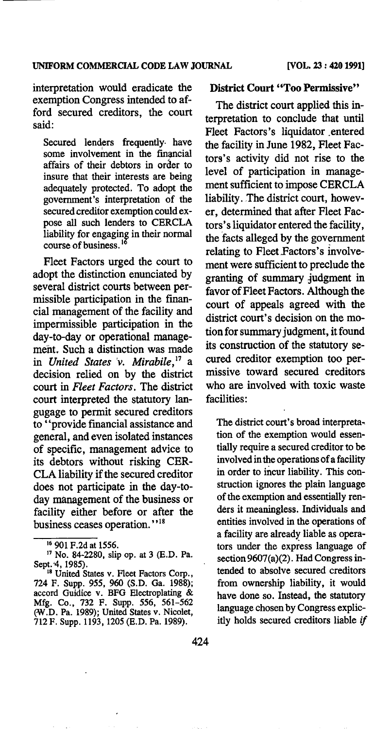interpretation would eradicate the exemption Congress intended to afford secured creditors, the court said:

> Secured lenders frequently have some involvement in the financial affairs of their debtors in order to insure that their interests are being adequately protected. To adopt the government's interpretation of the secured creditor exemption could expose all such lenders to CERCLA liability for engaging in their normal course of business.[16]

Fleet Factors urged the court to adopt the distinction enunciated by several district courts between permissible participation in the financial management of the facility and impermissible participation in the day-to-day or operational management. Such a distinction was made in *United States v. Mirabile*,[17] a decision relied on by the district court in *Fleet Factors*. The district court interpreted the statutory language to permit secured creditors to "provide financial assistance and general, and even isolated instances of specific, management advice to its debtors without risking CERCLA liability if the secured creditor does not participate in the day-to-day management of the business or facility either before or after the business ceases operation."[18]

### District Court "Too Permissive"

The district court applied this interpretation to conclude that until Fleet Factors's liquidator entered the facility in June 1982, Fleet Factors's activity did not rise to the level of participation in management sufficient to impose CERCLA liability. The district court, however, determined that after Fleet Factors's liquidator entered the facility, the facts alleged by the government relating to Fleet Factors's involvement were sufficient to preclude the granting of summary judgment in favor of Fleet Factors. Although the court of appeals agreed with the district court's decision on the motion for summary judgment, it found its construction of the statutory secured creditor exemption too permissive toward secured creditors who are involved with toxic waste facilities:

> The district court's broad interpretation of the exemption would essentially require a secured creditor to be involved in the operations of a facility in order to incur liability. This construction ignores the plain language of the exemption and essentially renders it meaningless. Individuals and entities involved in the operations of a facility are already liable as operators under the express language of section 9607(a)(2). Had Congress intended to absolve secured creditors from ownership liability, it would have done so. Instead, the statutory language chosen by Congress explicitly holds secured creditors liable *if*

---

[16] 901 F.2d at 1556.

[17] No. 84-2280, slip op. at 3 (E.D. Pa. Sept. 4, 1985).

[18] United States v. Fleet Factors Corp., 724 F. Supp. 955, 960 (S.D. Ga. 1988); accord Guidice v. BFG Electroplating & Mfg. Co., 732 F. Supp. 556, 561–562 (W.D. Pa. 1989); United States v. Nicolet, 712 F. Supp. 1193, 1205 (E.D. Pa. 1989).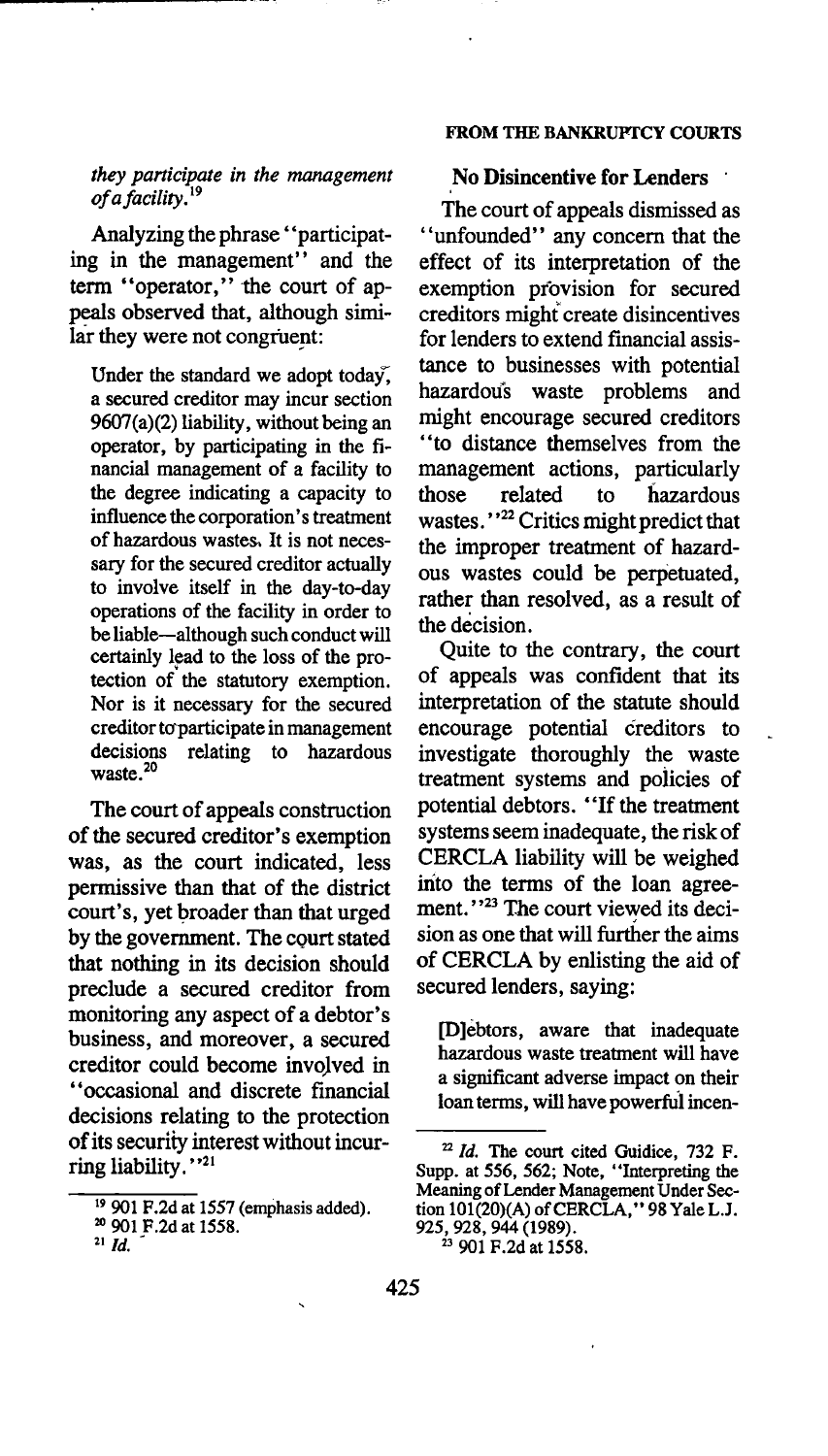*they participate in the management of a facility.*[19]

Analyzing the phrase "participating in the management" and the term "operator," the court of appeals observed that, although similar they were not congruent:

> Under the standard we adopt today, a secured creditor may incur section 9607(a)(2) liability, without being an operator, by participating in the financial management of a facility to the degree indicating a capacity to influence the corporation's treatment of hazardous wastes. It is not necessary for the secured creditor actually to involve itself in the day-to-day operations of the facility in order to be liable—although such conduct will certainly lead to the loss of the protection of the statutory exemption. Nor is it necessary for the secured creditor to participate in management decisions relating to hazardous waste.[20]

The court of appeals construction of the secured creditor's exemption was, as the court indicated, less permissive than that of the district court's, yet broader than that urged by the government. The court stated that nothing in its decision should preclude a secured creditor from monitoring any aspect of a debtor's business, and moreover, a secured creditor could become involved in "occasional and discrete financial decisions relating to the protection of its security interest without incurring liability."[21]

### No Disincentive for Lenders

The court of appeals dismissed as "unfounded" any concern that the effect of its interpretation of the exemption provision for secured creditors might create disincentives for lenders to extend financial assistance to businesses with potential hazardous waste problems and might encourage secured creditors "to distance themselves from the management actions, particularly those related to hazardous wastes."[22] Critics might predict that the improper treatment of hazardous wastes could be perpetuated, rather than resolved, as a result of the decision.

Quite to the contrary, the court of appeals was confident that its interpretation of the statute should encourage potential creditors to investigate thoroughly the waste treatment systems and policies of potential debtors. "If the treatment systems seem inadequate, the risk of CERCLA liability will be weighed into the terms of the loan agreement."[23] The court viewed its decision as one that will further the aims of CERCLA by enlisting the aid of secured lenders, saying:

> [D]ebtors, aware that inadequate hazardous waste treatment will have a significant adverse impact on their loan terms, will have powerful incen-

---

[19] 901 F.2d at 1557 (emphasis added).

[20] 901 F.2d at 1558.

[21] *Id.*

[22] *Id.* The court cited Guidice, 732 F. Supp. at 556, 562; Note, "Interpreting the Meaning of Lender Management Under Section 101(20)(A) of CERCLA," 98 Yale L.J. 925, 928, 944 (1989).

[23] 901 F.2d at 1558.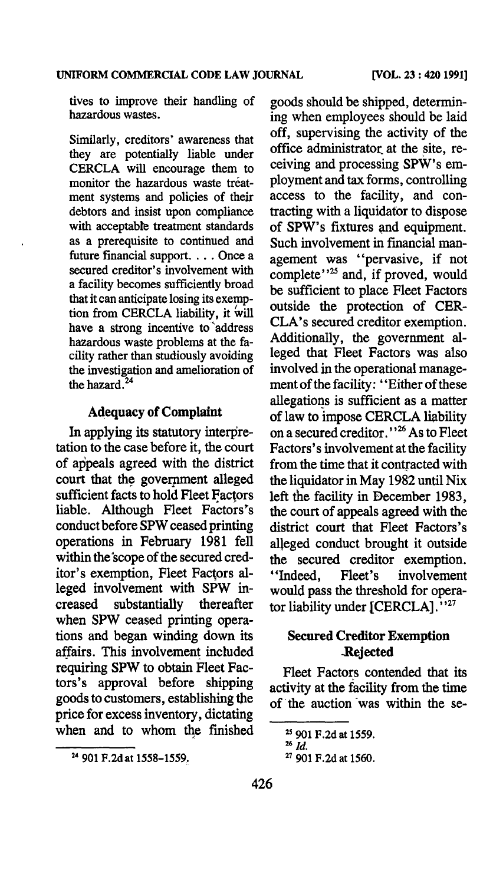tives to improve their handling of hazardous wastes.

> Similarly, creditors' awareness that they are potentially liable under CERCLA will encourage them to monitor the hazardous waste treatment systems and policies of their debtors and insist upon compliance with acceptable treatment standards as a prerequisite to continued and future financial support. . . . Once a secured creditor's involvement with a facility becomes sufficiently broad that it can anticipate losing its exemption from CERCLA liability, it will have a strong incentive to address hazardous waste problems at the facility rather than studiously avoiding the investigation and amelioration of the hazard.[24]

### Adequacy of Complaint

In applying its statutory interpretation to the case before it, the court of appeals agreed with the district court that the government alleged sufficient facts to hold Fleet Factors liable. Although Fleet Factors's conduct before SPW ceased printing operations in February 1981 fell within the scope of the secured creditor's exemption, Fleet Factors alleged involvement with SPW increased substantially thereafter when SPW ceased printing operations and began winding down its affairs. This involvement included requiring SPW to obtain Fleet Factors's approval before shipping goods to customers, establishing the price for excess inventory, dictating when and to whom the finished goods should be shipped, determining when employees should be laid off, supervising the activity of the office administrator at the site, receiving and processing SPW's employment and tax forms, controlling access to the facility, and contracting with a liquidator to dispose of SPW's fixtures and equipment. Such involvement in financial management was "pervasive, if not complete"[25] and, if proved, would be sufficient to place Fleet Factors outside the protection of CERCLA's secured creditor exemption. Additionally, the government alleged that Fleet Factors was also involved in the operational management of the facility: "Either of these allegations is sufficient as a matter of law to impose CERCLA liability on a secured creditor."[26] As to Fleet Factors's involvement at the facility from the time that it contracted with the liquidator in May 1982 until Nix left the facility in December 1983, the court of appeals agreed with the district court that Fleet Factors's alleged conduct brought it outside the secured creditor exemption. "Indeed, Fleet's involvement would pass the threshold for operator liability under [CERCLA]."[27]

### Secured Creditor Exemption Rejected

Fleet Factors contended that its activity at the facility from the time of the auction was within the se-

---

[24] 901 F.2d at 1558–1559.

[25] 901 F.2d at 1559.

[26] *Id.*

[27] 901 F.2d at 1560.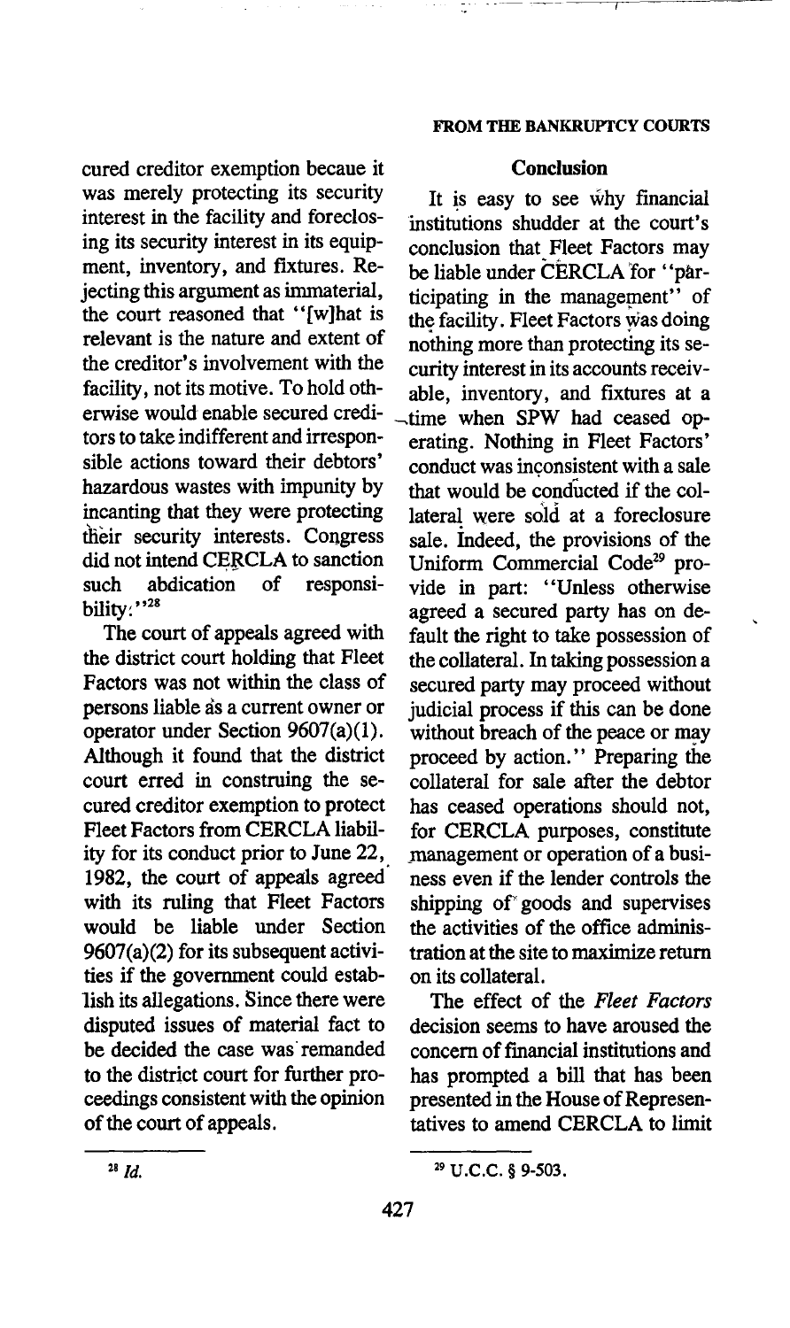cured creditor exemption becaue it was merely protecting its security interest in the facility and foreclosing its security interest in its equipment, inventory, and fixtures. Rejecting this argument as immaterial, the court reasoned that "[w]hat is relevant is the nature and extent of the creditor's involvement with the facility, not its motive. To hold otherwise would enable secured creditors to take indifferent and irresponsible actions toward their debtors' hazardous wastes with impunity by incanting that they were protecting their security interests. Congress did not intend CERCLA to sanction such abdication of responsibility."[28]

The court of appeals agreed with the district court holding that Fleet Factors was not within the class of persons liable as a current owner or operator under Section 9607(a)(1). Although it found that the district court erred in construing the secured creditor exemption to protect Fleet Factors from CERCLA liability for its conduct prior to June 22, 1982, the court of appeals agreed with its ruling that Fleet Factors would be liable under Section 9607(a)(2) for its subsequent activities if the government could establish its allegations. Since there were disputed issues of material fact to be decided the case was remanded to the district court for further proceedings consistent with the opinion of the court of appeals.

## Conclusion

It is easy to see why financial institutions shudder at the court's conclusion that Fleet Factors may be liable under CERCLA for "participating in the management" of the facility. Fleet Factors was doing nothing more than protecting its security interest in its accounts receivable, inventory, and fixtures at a time when SPW had ceased operating. Nothing in Fleet Factors' conduct was inconsistent with a sale that would be conducted if the collateral were sold at a foreclosure sale. Indeed, the provisions of the Uniform Commercial Code[29] provide in part: "Unless otherwise agreed a secured party has on default the right to take possession of the collateral. In taking possession a secured party may proceed without judicial process if this can be done without breach of the peace or may proceed by action." Preparing the collateral for sale after the debtor has ceased operations should not, for CERCLA purposes, constitute management or operation of a business even if the lender controls the shipping of goods and supervises the activities of the office administration at the site to maximize return on its collateral.

The effect of the *Fleet Factors* decision seems to have aroused the concern of financial institutions and has prompted a bill that has been presented in the House of Representatives to amend CERCLA to limit

---

[28] *Id.*

[29] U.C.C. § 9-503.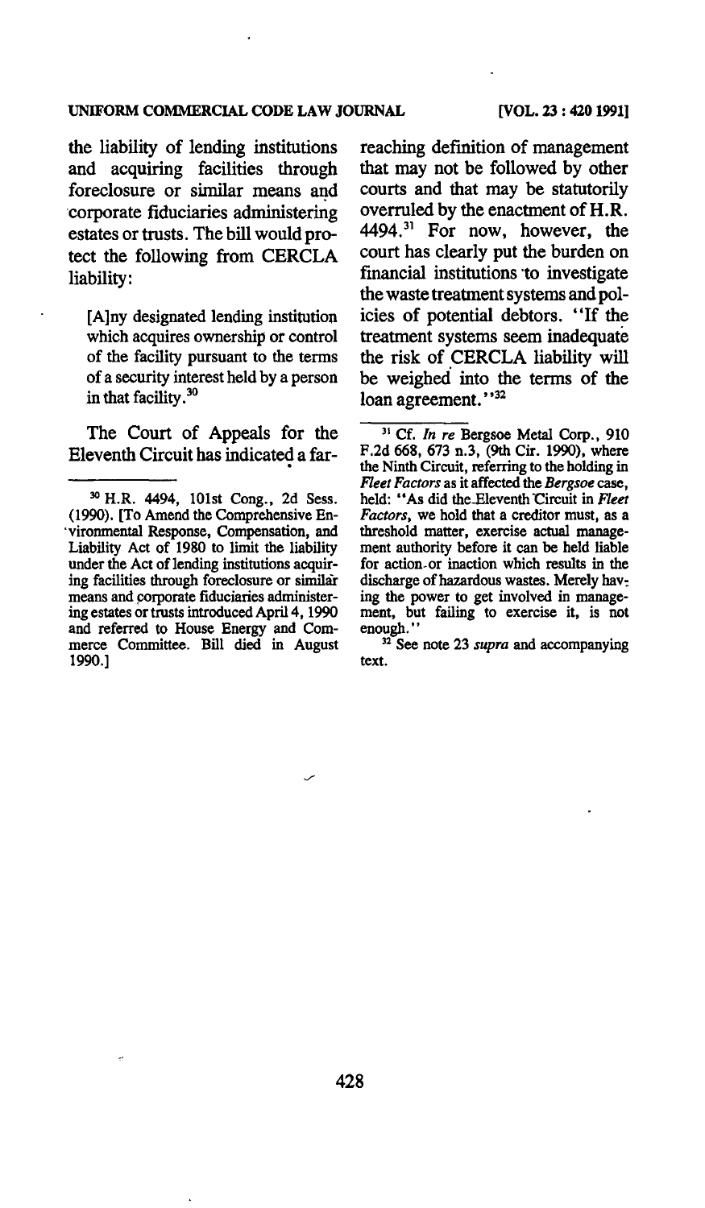the liability of lending institutions and acquiring facilities through foreclosure or similar means and corporate fiduciaries administering estates or trusts. The bill would protect the following from CERCLA liability:

> [A]ny designated lending institution which acquires ownership or control of the facility pursuant to the terms of a security interest held by a person in that facility.[30]

The Court of Appeals for the Eleventh Circuit has indicated a far-reaching definition of management that may not be followed by other courts and that may be statutorily overruled by the enactment of H.R. 4494.[31] For now, however, the court has clearly put the burden on financial institutions to investigate the waste treatment systems and policies of potential debtors. "If the treatment systems seem inadequate the risk of CERCLA liability will be weighed into the terms of the loan agreement."[32]

---

[30] H.R. 4494, 101st Cong., 2d Sess. (1990). [To Amend the Comprehensive Environmental Response, Compensation, and Liability Act of 1980 to limit the liability under the Act of lending institutions acquiring facilities through foreclosure or similar means and corporate fiduciaries administering estates or trusts introduced April 4, 1990 and referred to House Energy and Commerce Committee. Bill died in August 1990.]

[31] Cf. *In re* Bergsoe Metal Corp., 910 F.2d 668, 673 n.3, (9th Cir. 1990), where the Ninth Circuit, referring to the holding in *Fleet Factors* as it affected the *Bergsoe* case, held: "As did the Eleventh Circuit in *Fleet Factors*, we hold that a creditor must, as a threshold matter, exercise actual management authority before it can be held liable for action or inaction which results in the discharge of hazardous wastes. Merely having the power to get involved in management, but failing to exercise it, is not enough."

[32] See note 23 *supra* and accompanying text.